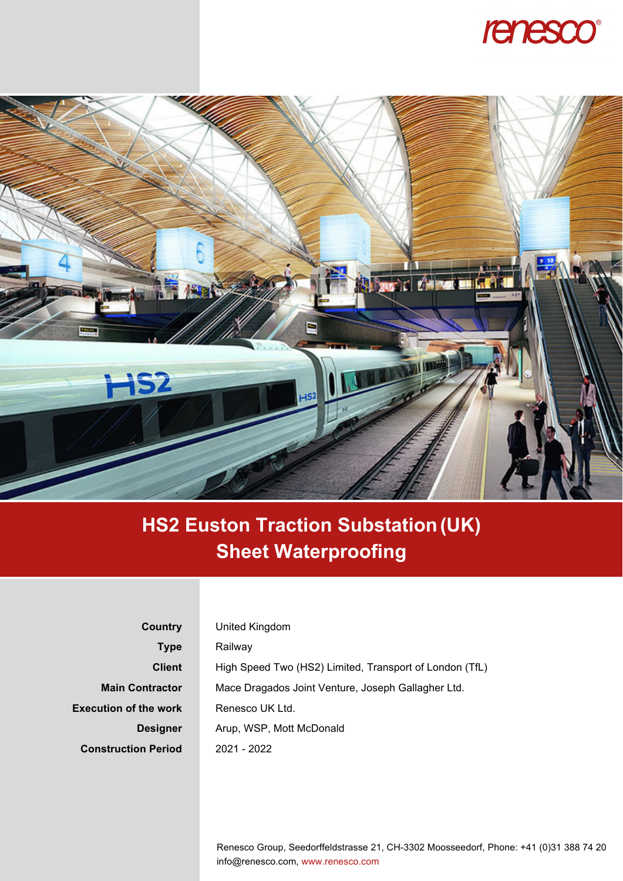# HS2 Euston Traction Substation (UK)
## Sheet Waterproofing

| | |
|---|---|
| **Country** | United Kingdom |
| **Type** | Railway |
| **Client** | High Speed Two (HS2) Limited, Transport of London (TfL) |
| **Main Contractor** | Mace Dragados Joint Venture, Joseph Gallagher Ltd. |
| **Execution of the work** | Renesco UK Ltd. |
| **Designer** | Arup, WSP, Mott McDonald |
| **Construction Period** | 2021 - 2022 |

Renesco Group, Seedorffeldstrasse 21, CH-3302 Moosseedorf, Phone: +41 (0)31 388 74 20
info@renesco.com, www.renesco.com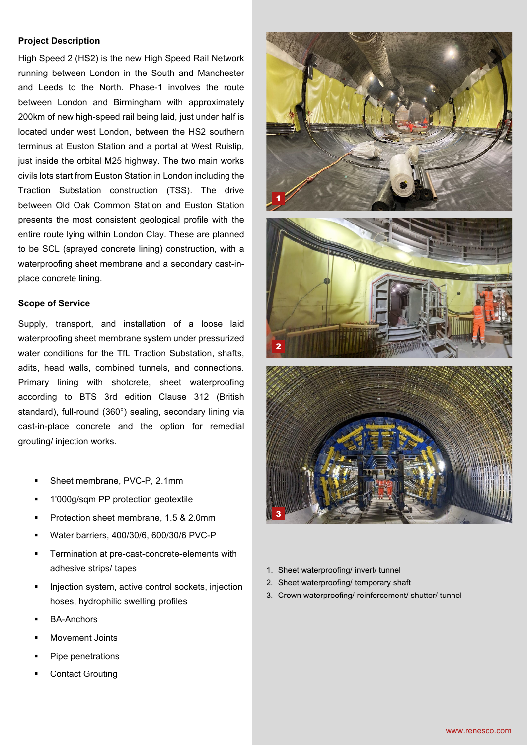### Project Description

High Speed 2 (HS2) is the new High Speed Rail Network running between London in the South and Manchester and Leeds to the North. Phase-1 involves the route between London and Birmingham with approximately 200km of new high-speed rail being laid, just under half is located under west London, between the HS2 southern terminus at Euston Station and a portal at West Ruislip, just inside the orbital M25 highway. The two main works civils lots start from Euston Station in London including the Traction Substation construction (TSS). The drive between Old Oak Common Station and Euston Station presents the most consistent geological profile with the entire route lying within London Clay. These are planned to be SCL (sprayed concrete lining) construction, with a waterproofing sheet membrane and a secondary cast-in-place concrete lining.

### Scope of Service

Supply, transport, and installation of a loose laid waterproofing sheet membrane system under pressurized water conditions for the TfL Traction Substation, shafts, adits, head walls, combined tunnels, and connections. Primary lining with shotcrete, sheet waterproofing according to BTS 3rd edition Clause 312 (British standard), full-round (360°) sealing, secondary lining via cast-in-place concrete and the option for remedial grouting/ injection works.

- Sheet membrane, PVC-P, 2.1mm
- 1'000g/sqm PP protection geotextile
- Protection sheet membrane, 1.5 & 2.0mm
- Water barriers, 400/30/6, 600/30/6 PVC-P
- Termination at pre-cast-concrete-elements with adhesive strips/ tapes
- Injection system, active control sockets, injection hoses, hydrophilic swelling profiles
- BA-Anchors
- Movement Joints
- Pipe penetrations
- Contact Grouting

1. Sheet waterproofing/ invert/ tunnel
2. Sheet waterproofing/ temporary shaft
3. Crown waterproofing/ reinforcement/ shutter/ tunnel

www.renesco.com